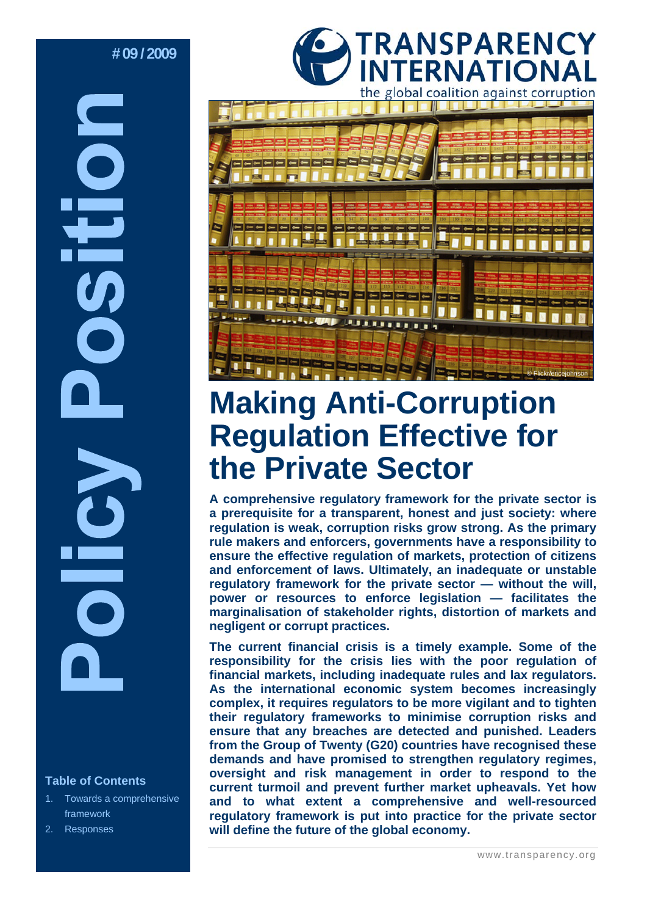# 09 / 2009

# Policy Position

TRANSPARENCY INTERNATIONAL

the global coalition against corruption

© Flickr/erecejohnson

# Making Anti-Corruption Regulation Effective for the Private Sector

**A comprehensive regulatory framework for the private sector is a prerequisite for a transparent, honest and just society: where regulation is weak, corruption risks grow strong. As the primary rule makers and enforcers, governments have a responsibility to ensure the effective regulation of markets, protection of citizens and enforcement of laws. Ultimately, an inadequate or unstable regulatory framework for the private sector — without the will, power or resources to enforce legislation — facilitates the marginalisation of stakeholder rights, distortion of markets and negligent or corrupt practices.**

**The current financial crisis is a timely example. Some of the responsibility for the crisis lies with the poor regulation of financial markets, including inadequate rules and lax regulators. As the international economic system becomes increasingly complex, it requires regulators to be more vigilant and to tighten their regulatory frameworks to minimise corruption risks and ensure that any breaches are detected and punished. Leaders from the Group of Twenty (G20) countries have recognised these demands and have promised to strengthen regulatory regimes, oversight and risk management in order to respond to the current turmoil and prevent further market upheavals. Yet how and to what extent a comprehensive and well-resourced regulatory framework is put into practice for the private sector will define the future of the global economy.**

### Table of Contents

1. Towards a comprehensive framework
2. Responses

www.transparency.org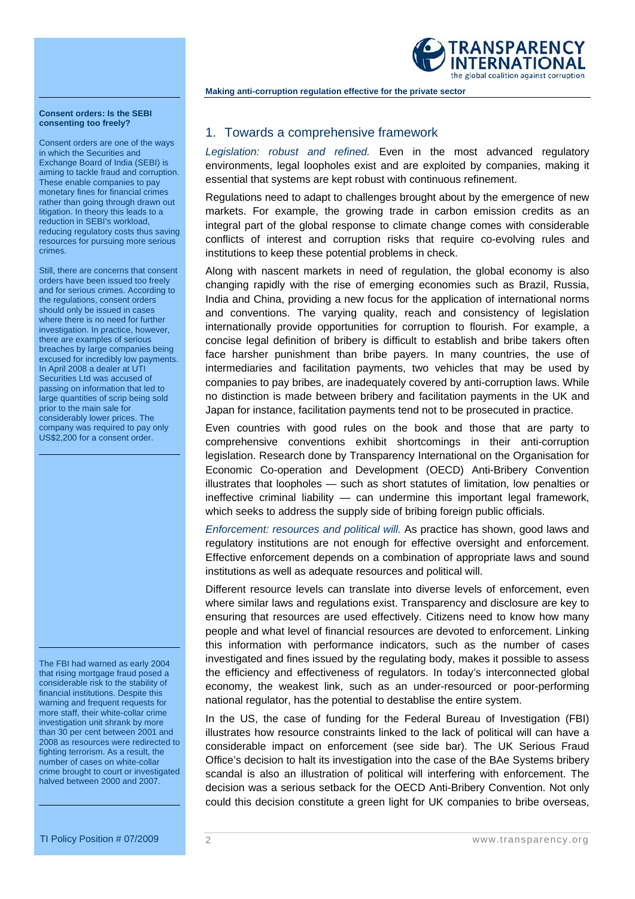## 1. Towards a comprehensive framework

*Legislation: robust and refined.* Even in the most advanced regulatory environments, legal loopholes exist and are exploited by companies, making it essential that systems are kept robust with continuous refinement.

Regulations need to adapt to challenges brought about by the emergence of new markets. For example, the growing trade in carbon emission credits as an integral part of the global response to climate change comes with considerable conflicts of interest and corruption risks that require co-evolving rules and institutions to keep these potential problems in check.

Along with nascent markets in need of regulation, the global economy is also changing rapidly with the rise of emerging economies such as Brazil, Russia, India and China, providing a new focus for the application of international norms and conventions. The varying quality, reach and consistency of legislation internationally provide opportunities for corruption to flourish. For example, a concise legal definition of bribery is difficult to establish and bribe takers often face harsher punishment than bribe payers. In many countries, the use of intermediaries and facilitation payments, two vehicles that may be used by companies to pay bribes, are inadequately covered by anti-corruption laws. While no distinction is made between bribery and facilitation payments in the UK and Japan for instance, facilitation payments tend not to be prosecuted in practice.

Even countries with good rules on the book and those that are party to comprehensive conventions exhibit shortcomings in their anti-corruption legislation. Research done by Transparency International on the Organisation for Economic Co-operation and Development (OECD) Anti-Bribery Convention illustrates that loopholes — such as short statutes of limitation, low penalties or ineffective criminal liability — can undermine this important legal framework, which seeks to address the supply side of bribing foreign public officials.

*Enforcement: resources and political will.* As practice has shown, good laws and regulatory institutions are not enough for effective oversight and enforcement. Effective enforcement depends on a combination of appropriate laws and sound institutions as well as adequate resources and political will.

Different resource levels can translate into diverse levels of enforcement, even where similar laws and regulations exist. Transparency and disclosure are key to ensuring that resources are used effectively. Citizens need to know how many people and what level of financial resources are devoted to enforcement. Linking this information with performance indicators, such as the number of cases investigated and fines issued by the regulating body, makes it possible to assess the efficiency and effectiveness of regulators. In today's interconnected global economy, the weakest link, such as an under-resourced or poor-performing national regulator, has the potential to destablise the entire system.

In the US, the case of funding for the Federal Bureau of Investigation (FBI) illustrates how resource constraints linked to the lack of political will can have a considerable impact on enforcement (see side bar). The UK Serious Fraud Office's decision to halt its investigation into the case of the BAe Systems bribery scandal is also an illustration of political will interfering with enforcement. The decision was a serious setback for the OECD Anti-Bribery Convention. Not only could this decision constitute a green light for UK companies to bribe overseas,

---

**Consent orders: Is the SEBI consenting too freely?**

Consent orders are one of the ways in which the Securities and Exchange Board of India (SEBI) is aiming to tackle fraud and corruption. These enable companies to pay monetary fines for financial crimes rather than going through drawn out litigation. In theory this leads to a reduction in SEBI's workload, reducing regulatory costs thus saving resources for pursuing more serious crimes.

Still, there are concerns that consent orders have been issued too freely and for serious crimes. According to the regulations, consent orders should only be issued in cases where there is no need for further investigation. In practice, however, there are examples of serious breaches by large companies being excused for incredibly low payments. In April 2008 a dealer at UTI Securities Ltd was accused of passing on information that led to large quantities of scrip being sold prior to the main sale for considerably lower prices. The company was required to pay only US$2,200 for a consent order.

---

The FBI had warned as early 2004 that rising mortgage fraud posed a considerable risk to the stability of financial institutions. Despite this warning and frequent requests for more staff, their white-collar crime investigation unit shrank by more than 30 per cent between 2001 and 2008 as resources were redirected to fighting terrorism. As a result, the number of cases on white-collar crime brought to court or investigated halved between 2000 and 2007.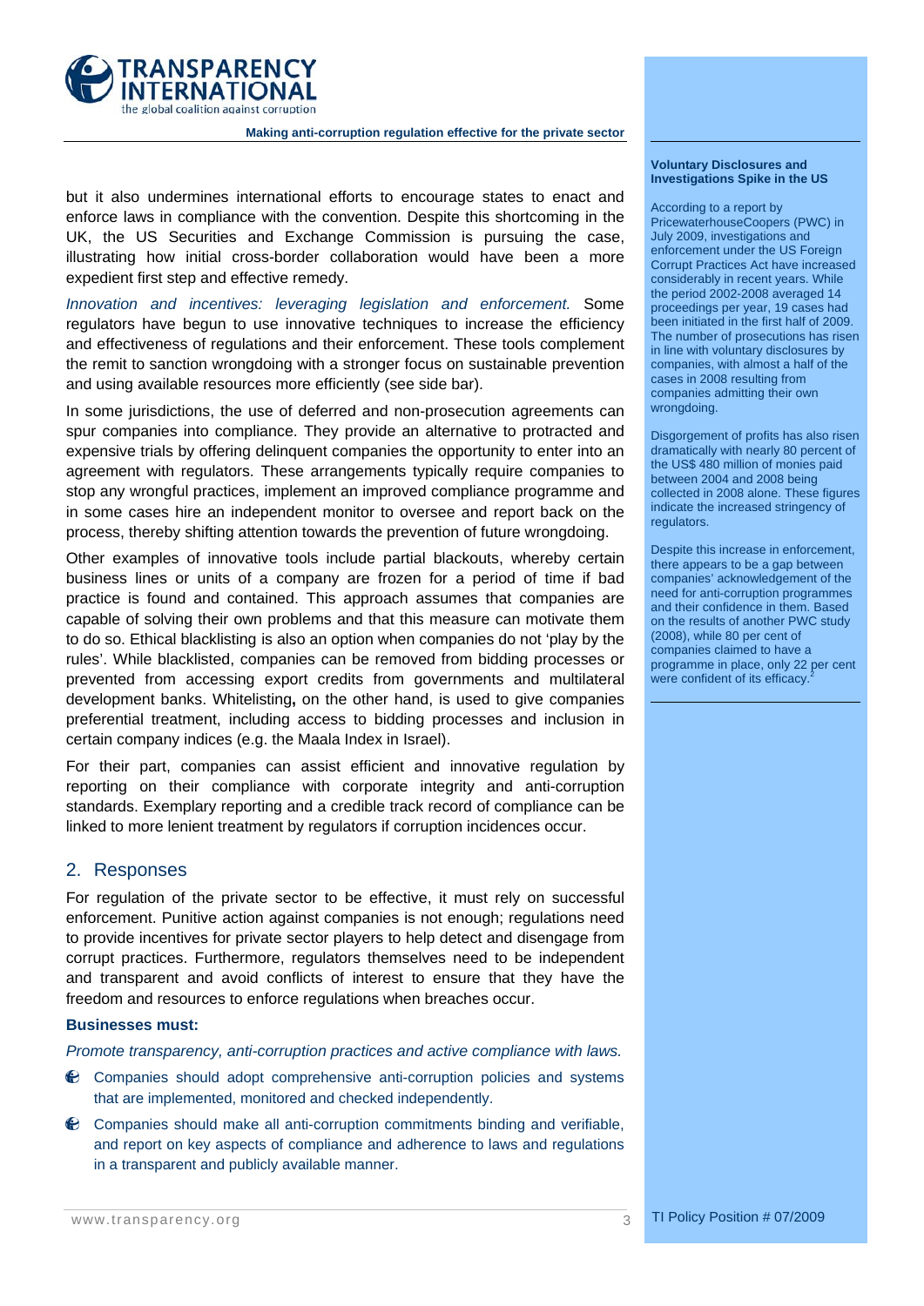but it also undermines international efforts to encourage states to enact and enforce laws in compliance with the convention. Despite this shortcoming in the UK, the US Securities and Exchange Commission is pursuing the case, illustrating how initial cross-border collaboration would have been a more expedient first step and effective remedy.

*Innovation and incentives: leveraging legislation and enforcement.* Some regulators have begun to use innovative techniques to increase the efficiency and effectiveness of regulations and their enforcement. These tools complement the remit to sanction wrongdoing with a stronger focus on sustainable prevention and using available resources more efficiently (see side bar).

In some jurisdictions, the use of deferred and non-prosecution agreements can spur companies into compliance. They provide an alternative to protracted and expensive trials by offering delinquent companies the opportunity to enter into an agreement with regulators. These arrangements typically require companies to stop any wrongful practices, implement an improved compliance programme and in some cases hire an independent monitor to oversee and report back on the process, thereby shifting attention towards the prevention of future wrongdoing.

Other examples of innovative tools include partial blackouts, whereby certain business lines or units of a company are frozen for a period of time if bad practice is found and contained. This approach assumes that companies are capable of solving their own problems and that this measure can motivate them to do so. Ethical blacklisting is also an option when companies do not 'play by the rules'. While blacklisted, companies can be removed from bidding processes or prevented from accessing export credits from governments and multilateral development banks. Whitelisting**,** on the other hand, is used to give companies preferential treatment, including access to bidding processes and inclusion in certain company indices (e.g. the Maala Index in Israel).

For their part, companies can assist efficient and innovative regulation by reporting on their compliance with corporate integrity and anti-corruption standards. Exemplary reporting and a credible track record of compliance can be linked to more lenient treatment by regulators if corruption incidences occur.

**Voluntary Disclosures and Investigations Spike in the US**

According to a report by PricewaterhouseCoopers (PWC) in July 2009, investigations and enforcement under the US Foreign Corrupt Practices Act have increased considerably in recent years. While the period 2002-2008 averaged 14 proceedings per year, 19 cases had been initiated in the first half of 2009. The number of prosecutions has risen in line with voluntary disclosures by companies, with almost a half of the cases in 2008 resulting from companies admitting their own wrongdoing.

Disgorgement of profits has also risen dramatically with nearly 80 percent of the US$ 480 million of monies paid between 2004 and 2008 being collected in 2008 alone. These figures indicate the increased stringency of regulators.

Despite this increase in enforcement, there appears to be a gap between companies' acknowledgement of the need for anti-corruption programmes and their confidence in them. Based on the results of another PWC study (2008), while 80 per cent of companies claimed to have a programme in place, only 22 per cent were confident of its efficacy.[2]

## 2. Responses

For regulation of the private sector to be effective, it must rely on successful enforcement. Punitive action against companies is not enough; regulations need to provide incentives for private sector players to help detect and disengage from corrupt practices. Furthermore, regulators themselves need to be independent and transparent and avoid conflicts of interest to ensure that they have the freedom and resources to enforce regulations when breaches occur.

**Businesses must:**

*Promote transparency, anti-corruption practices and active compliance with laws.*

- Companies should adopt comprehensive anti-corruption policies and systems that are implemented, monitored and checked independently.
- Companies should make all anti-corruption commitments binding and verifiable, and report on key aspects of compliance and adherence to laws and regulations in a transparent and publicly available manner.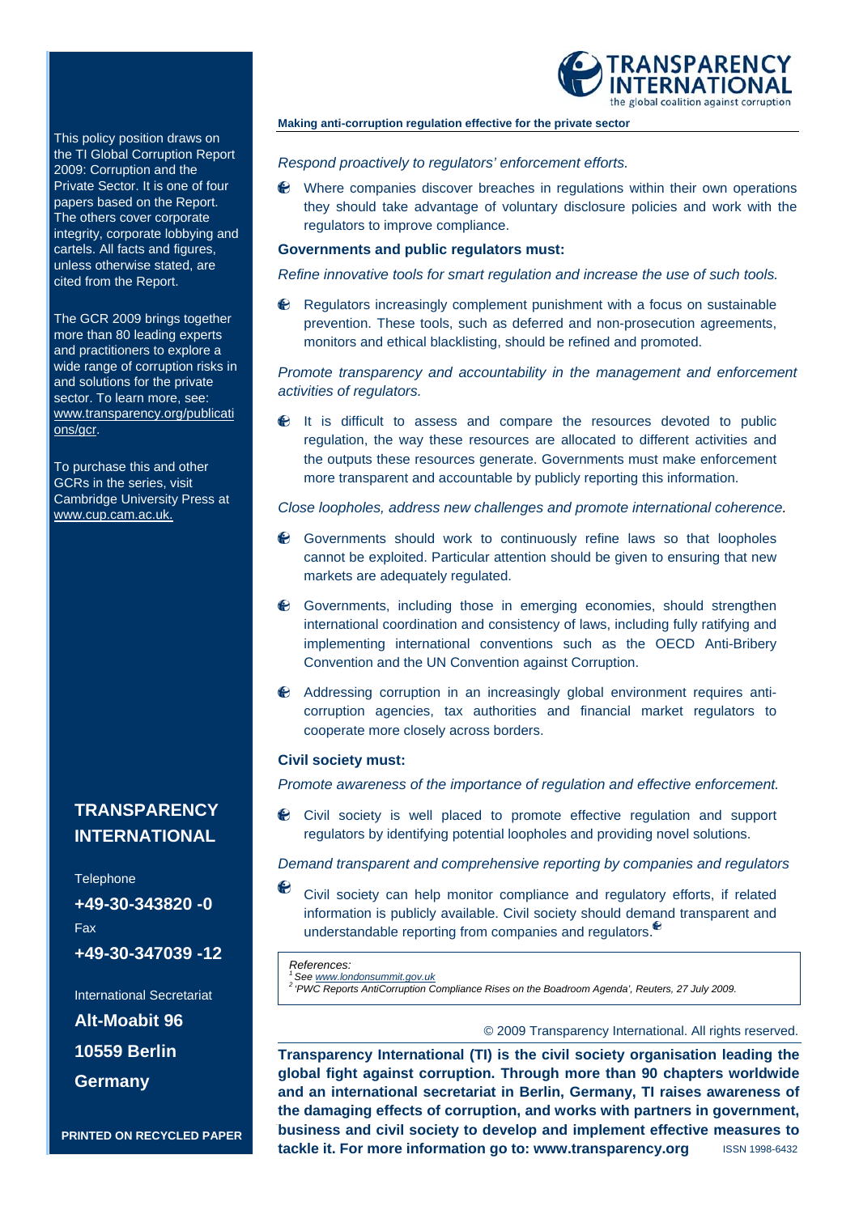This policy position draws on the TI Global Corruption Report 2009: Corruption and the Private Sector. It is one of four papers based on the Report. The others cover corporate integrity, corporate lobbying and cartels. All facts and figures, unless otherwise stated, are cited from the Report.

The GCR 2009 brings together more than 80 leading experts and practitioners to explore a wide range of corruption risks in and solutions for the private sector. To learn more, see: www.transparency.org/publications/gcr.

To purchase this and other GCRs in the series, visit Cambridge University Press at www.cup.cam.ac.uk.

**Making anti-corruption regulation effective for the private sector**

*Respond proactively to regulators' enforcement efforts.*

- Where companies discover breaches in regulations within their own operations they should take advantage of voluntary disclosure policies and work with the regulators to improve compliance.

**Governments and public regulators must:**

*Refine innovative tools for smart regulation and increase the use of such tools.*

- Regulators increasingly complement punishment with a focus on sustainable prevention. These tools, such as deferred and non-prosecution agreements, monitors and ethical blacklisting, should be refined and promoted.

*Promote transparency and accountability in the management and enforcement activities of regulators.*

- It is difficult to assess and compare the resources devoted to public regulation, the way these resources are allocated to different activities and the outputs these resources generate. Governments must make enforcement more transparent and accountable by publicly reporting this information.

*Close loopholes, address new challenges and promote international coherence.*

- Governments should work to continuously refine laws so that loopholes cannot be exploited. Particular attention should be given to ensuring that new markets are adequately regulated.
- Governments, including those in emerging economies, should strengthen international coordination and consistency of laws, including fully ratifying and implementing international conventions such as the OECD Anti-Bribery Convention and the UN Convention against Corruption.
- Addressing corruption in an increasingly global environment requires anti-corruption agencies, tax authorities and financial market regulators to cooperate more closely across borders.

**Civil society must:**

*Promote awareness of the importance of regulation and effective enforcement.*

- Civil society is well placed to promote effective regulation and support regulators by identifying potential loopholes and providing novel solutions.

*Demand transparent and comprehensive reporting by companies and regulators*

- Civil society can help monitor compliance and regulatory efforts, if related information is publicly available. Civil society should demand transparent and understandable reporting from companies and regulators.

*References:*
[1] See www.londonsummit.gov.uk
[2] 'PWC Reports AntiCorruption Compliance Rises on the Boadroom Agenda', Reuters, 27 July 2009.

© 2009 Transparency International. All rights reserved.

**Transparency International (TI) is the civil society organisation leading the global fight against corruption. Through more than 90 chapters worldwide and an international secretariat in Berlin, Germany, TI raises awareness of the damaging effects of corruption, and works with partners in government, business and civil society to develop and implement effective measures to tackle it. For more information go to: www.transparency.org**

ISSN 1998-6432

**TRANSPARENCY INTERNATIONAL**

Telephone
**+49-30-343820 -0**
Fax
**+49-30-347039 -12**

International Secretariat
**Alt-Moabit 96**
**10559 Berlin**
**Germany**

**PRINTED ON RECYCLED PAPER**